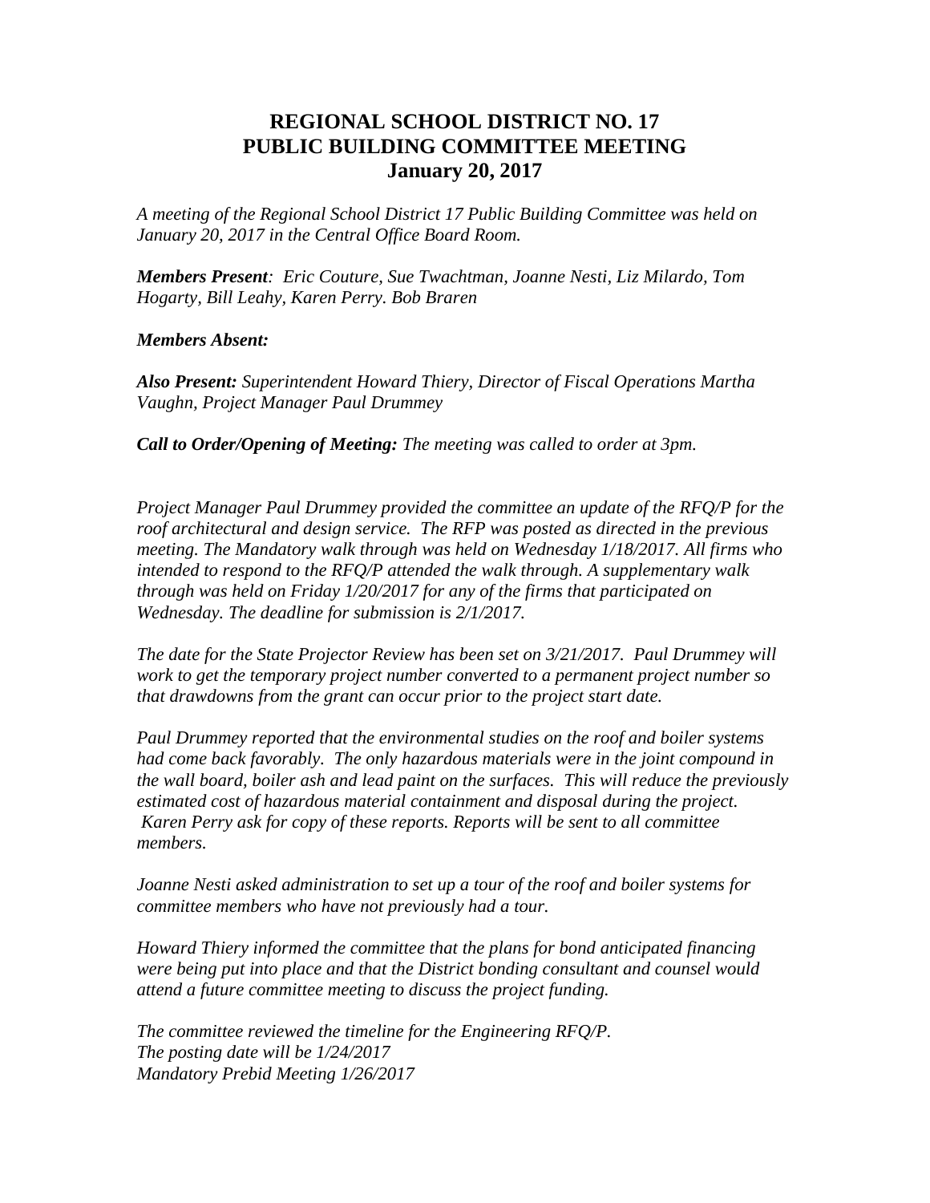# REGIONAL SCHOOL DISTRICT NO. 17
# PUBLIC BUILDING COMMITTEE MEETING
# January 20, 2017

*A meeting of the Regional School District 17 Public Building Committee was held on January 20, 2017 in the Central Office Board Room.*

***Members Present**: Eric Couture, Sue Twachtman, Joanne Nesti, Liz Milardo, Tom Hogarty, Bill Leahy, Karen Perry. Bob Braren*

***Members Absent:***

***Also Present:** Superintendent Howard Thiery, Director of Fiscal Operations Martha Vaughn, Project Manager Paul Drummey*

***Call to Order/Opening of Meeting:** The meeting was called to order at 3pm.*

*Project Manager Paul Drummey provided the committee an update of the RFQ/P for the roof architectural and design service. The RFP was posted as directed in the previous meeting. The Mandatory walk through was held on Wednesday 1/18/2017. All firms who intended to respond to the RFQ/P attended the walk through. A supplementary walk through was held on Friday 1/20/2017 for any of the firms that participated on Wednesday. The deadline for submission is 2/1/2017.*

*The date for the State Projector Review has been set on 3/21/2017. Paul Drummey will work to get the temporary project number converted to a permanent project number so that drawdowns from the grant can occur prior to the project start date.*

*Paul Drummey reported that the environmental studies on the roof and boiler systems had come back favorably. The only hazardous materials were in the joint compound in the wall board, boiler ash and lead paint on the surfaces. This will reduce the previously estimated cost of hazardous material containment and disposal during the project. Karen Perry ask for copy of these reports. Reports will be sent to all committee members.*

*Joanne Nesti asked administration to set up a tour of the roof and boiler systems for committee members who have not previously had a tour.*

*Howard Thiery informed the committee that the plans for bond anticipated financing were being put into place and that the District bonding consultant and counsel would attend a future committee meeting to discuss the project funding.*

*The committee reviewed the timeline for the Engineering RFQ/P.*
*The posting date will be 1/24/2017*
*Mandatory Prebid Meeting 1/26/2017*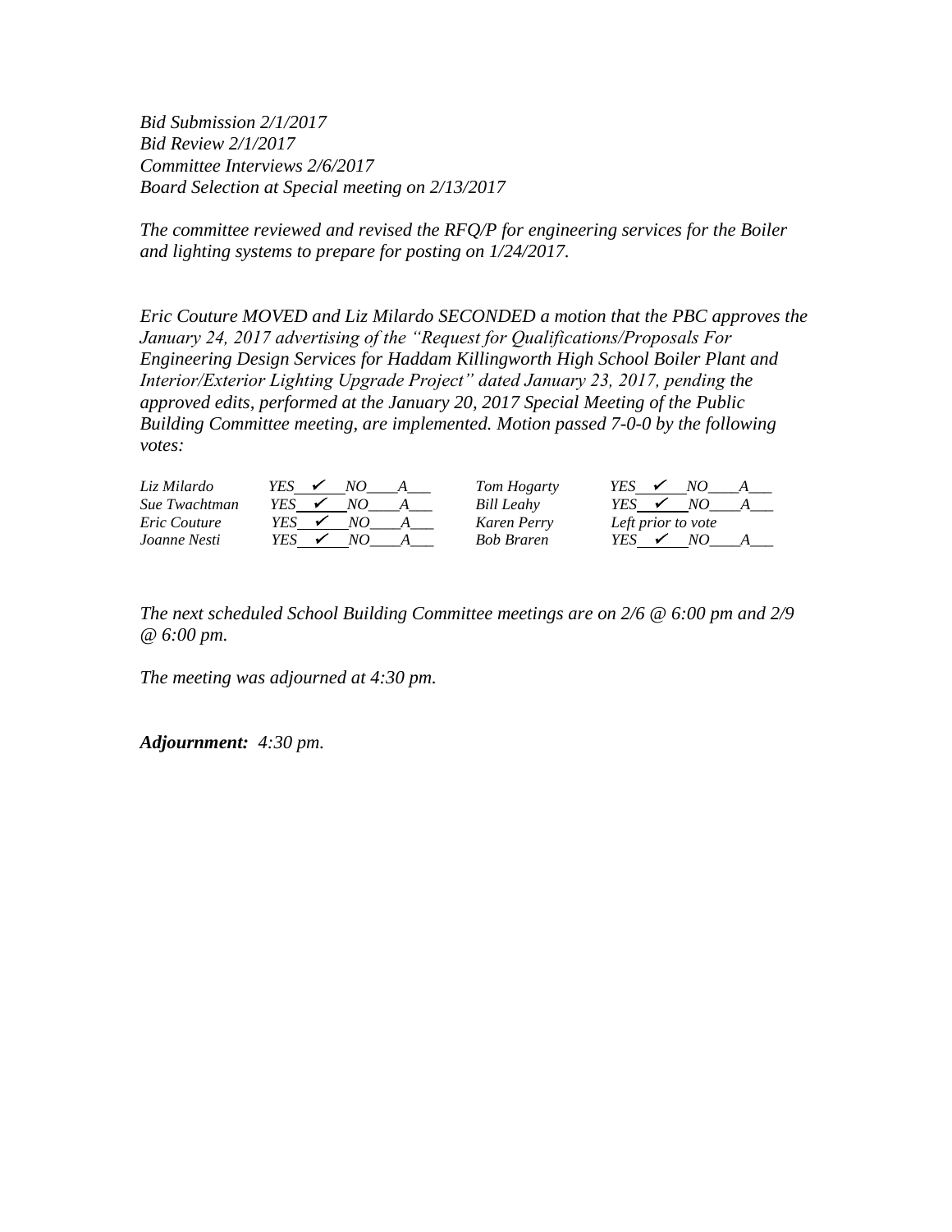*Bid Submission 2/1/2017*
*Bid Review 2/1/2017*
*Committee Interviews 2/6/2017*
*Board Selection at Special meeting on 2/13/2017*

*The committee reviewed and revised the RFQ/P for engineering services for the Boiler and lighting systems to prepare for posting on 1/24/2017.*

*Eric Couture MOVED and Liz Milardo SECONDED a motion that the PBC approves the January 24, 2017 advertising of the "Request for Qualifications/Proposals For Engineering Design Services for Haddam Killingworth High School Boiler Plant and Interior/Exterior Lighting Upgrade Project" dated January 23, 2017, pending the approved edits, performed at the January 20, 2017 Special Meeting of the Public Building Committee meeting, are implemented. Motion passed 7-0-0 by the following votes:*

| | | | |
|---|---|---|---|
| *Liz Milardo* | *YES ✔ NO____A___* | *Tom Hogarty* | *YES ✔ NO____A___* |
| *Sue Twachtman* | *YES ✔ NO____A___* | *Bill Leahy* | *YES ✔ NO____A___* |
| *Eric Couture* | *YES ✔ NO____A___* | *Karen Perry* | *Left prior to vote* |
| *Joanne Nesti* | *YES ✔ NO____A___* | *Bob Braren* | *YES ✔ NO____A___* |

*The next scheduled School Building Committee meetings are on 2/6 @ 6:00 pm and 2/9 @ 6:00 pm.*

*The meeting was adjourned at 4:30 pm.*

***Adjournment:*** *4:30 pm.*